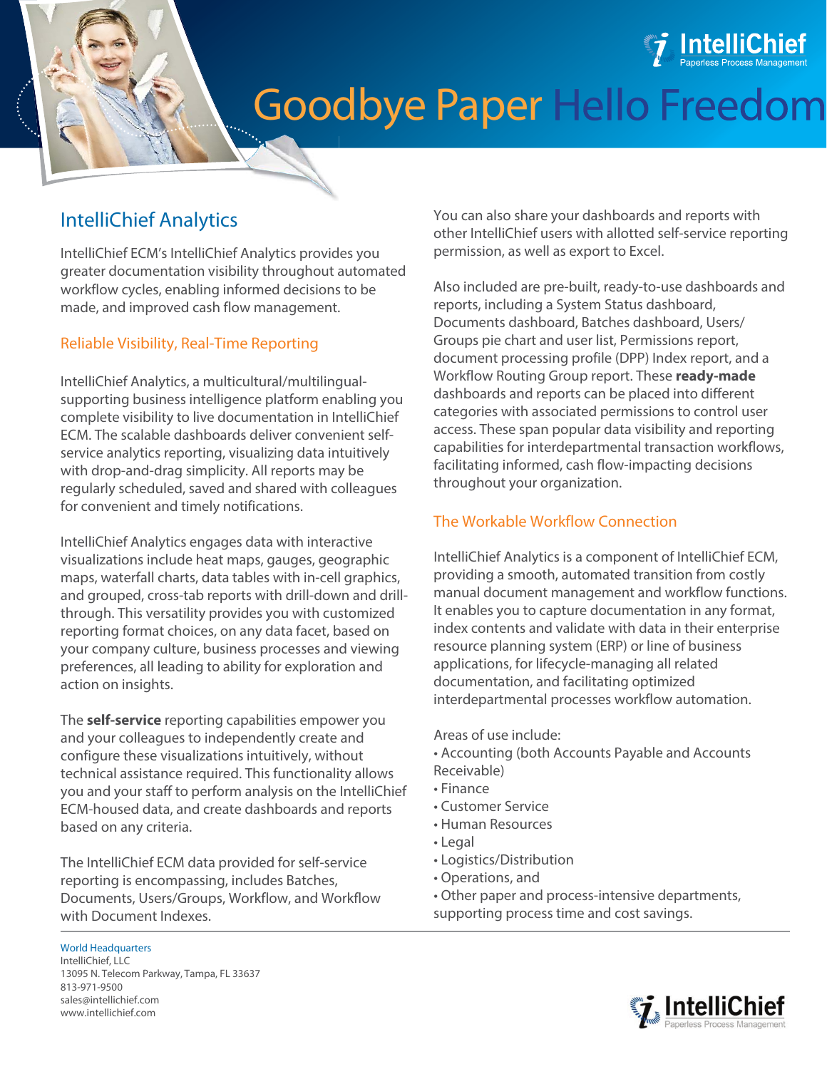IntelliChief
Paperless Process Management

# Goodbye Paper Hello Freedom

## IntelliChief Analytics

IntelliChief ECM's IntelliChief Analytics provides you greater documentation visibility throughout automated workflow cycles, enabling informed decisions to be made, and improved cash flow management.

### Reliable Visibility, Real-Time Reporting

IntelliChief Analytics, a multicultural/multilingual-supporting business intelligence platform enabling you complete visibility to live documentation in IntelliChief ECM. The scalable dashboards deliver convenient self-service analytics reporting, visualizing data intuitively with drop-and-drag simplicity. All reports may be regularly scheduled, saved and shared with colleagues for convenient and timely notifications.

IntelliChief Analytics engages data with interactive visualizations include heat maps, gauges, geographic maps, waterfall charts, data tables with in-cell graphics, and grouped, cross-tab reports with drill-down and drill-through. This versatility provides you with customized reporting format choices, on any data facet, based on your company culture, business processes and viewing preferences, all leading to ability for exploration and action on insights.

The **self-service** reporting capabilities empower you and your colleagues to independently create and configure these visualizations intuitively, without technical assistance required. This functionality allows you and your staff to perform analysis on the IntelliChief ECM-housed data, and create dashboards and reports based on any criteria.

The IntelliChief ECM data provided for self-service reporting is encompassing, includes Batches, Documents, Users/Groups, Workflow, and Workflow with Document Indexes.

You can also share your dashboards and reports with other IntelliChief users with allotted self-service reporting permission, as well as export to Excel.

Also included are pre-built, ready-to-use dashboards and reports, including a System Status dashboard, Documents dashboard, Batches dashboard, Users/Groups pie chart and user list, Permissions report, document processing profile (DPP) Index report, and a Workflow Routing Group report. These **ready-made** dashboards and reports can be placed into different categories with associated permissions to control user access. These span popular data visibility and reporting capabilities for interdepartmental transaction workflows, facilitating informed, cash flow-impacting decisions throughout your organization.

### The Workable Workflow Connection

IntelliChief Analytics is a component of IntelliChief ECM, providing a smooth, automated transition from costly manual document management and workflow functions. It enables you to capture documentation in any format, index contents and validate with data in their enterprise resource planning system (ERP) or line of business applications, for lifecycle-managing all related documentation, and facilitating optimized interdepartmental processes workflow automation.

Areas of use include:

- Accounting (both Accounts Payable and Accounts Receivable)
- Finance
- Customer Service
- Human Resources
- Legal
- Logistics/Distribution
- Operations, and
- Other paper and process-intensive departments, supporting process time and cost savings.

World Headquarters
IntelliChief, LLC
13095 N. Telecom Parkway, Tampa, FL 33637
813-971-9500
sales@intellichief.com
www.intellichief.com

IntelliChief
Paperless Process Management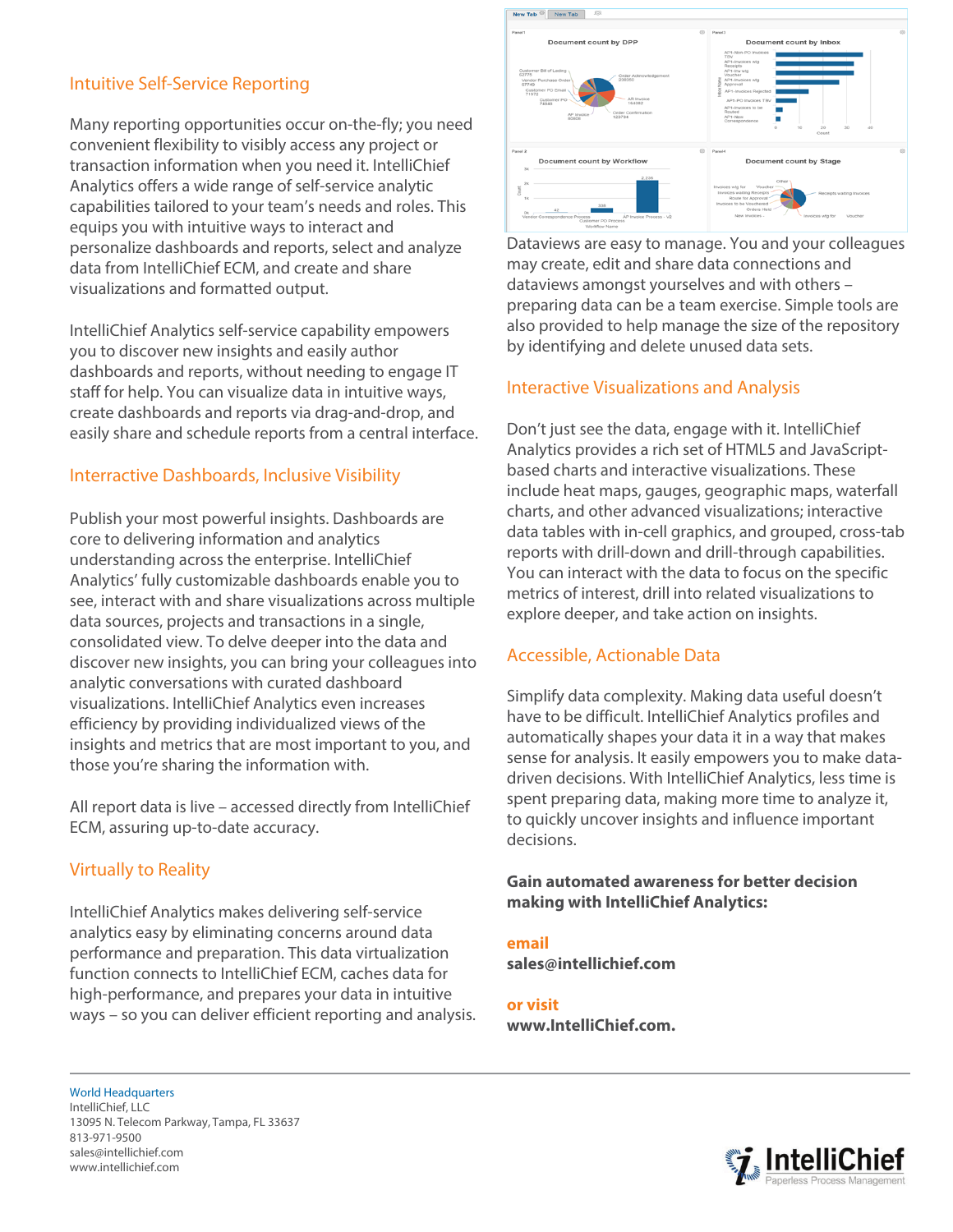## Intuitive Self-Service Reporting

Many reporting opportunities occur on-the-fly; you need convenient flexibility to visibly access any project or transaction information when you need it. IntelliChief Analytics offers a wide range of self-service analytic capabilities tailored to your team's needs and roles. This equips you with intuitive ways to interact and personalize dashboards and reports, select and analyze data from IntelliChief ECM, and create and share visualizations and formatted output.

IntelliChief Analytics self-service capability empowers you to discover new insights and easily author dashboards and reports, without needing to engage IT staff for help. You can visualize data in intuitive ways, create dashboards and reports via drag-and-drop, and easily share and schedule reports from a central interface.

## Interractive Dashboards, Inclusive Visibility

Publish your most powerful insights. Dashboards are core to delivering information and analytics understanding across the enterprise. IntelliChief Analytics' fully customizable dashboards enable you to see, interact with and share visualizations across multiple data sources, projects and transactions in a single, consolidated view. To delve deeper into the data and discover new insights, you can bring your colleagues into analytic conversations with curated dashboard visualizations. IntelliChief Analytics even increases efficiency by providing individualized views of the insights and metrics that are most important to you, and those you're sharing the information with.

All report data is live – accessed directly from IntelliChief ECM, assuring up-to-date accuracy.

## Virtually to Reality

IntelliChief Analytics makes delivering self-service analytics easy by eliminating concerns around data performance and preparation. This data virtualization function connects to IntelliChief ECM, caches data for high-performance, and prepares your data in intuitive ways – so you can deliver efficient reporting and analysis.

Document count by DPP

Document count by Inbox

Document count by Workflow

Document count by Stage

Dataviews are easy to manage. You and your colleagues may create, edit and share data connections and dataviews amongst yourselves and with others – preparing data can be a team exercise. Simple tools are also provided to help manage the size of the repository by identifying and delete unused data sets.

## Interactive Visualizations and Analysis

Don't just see the data, engage with it. IntelliChief Analytics provides a rich set of HTML5 and JavaScript-based charts and interactive visualizations. These include heat maps, gauges, geographic maps, waterfall charts, and other advanced visualizations; interactive data tables with in-cell graphics, and grouped, cross-tab reports with drill-down and drill-through capabilities. You can interact with the data to focus on the specific metrics of interest, drill into related visualizations to explore deeper, and take action on insights.

## Accessible, Actionable Data

Simplify data complexity. Making data useful doesn't have to be difficult. IntelliChief Analytics profiles and automatically shapes your data it in a way that makes sense for analysis. It easily empowers you to make data-driven decisions. With IntelliChief Analytics, less time is spent preparing data, making more time to analyze it, to quickly uncover insights and influence important decisions.

**Gain automated awareness for better decision making with IntelliChief Analytics:**

**email**
**sales@intellichief.com**

**or visit**
**www.IntelliChief.com.**

World Headquarters
IntelliChief, LLC
13095 N. Telecom Parkway, Tampa, FL 33637
813-971-9500
sales@intellichief.com
www.intellichief.com

IntelliChief
Paperless Process Management